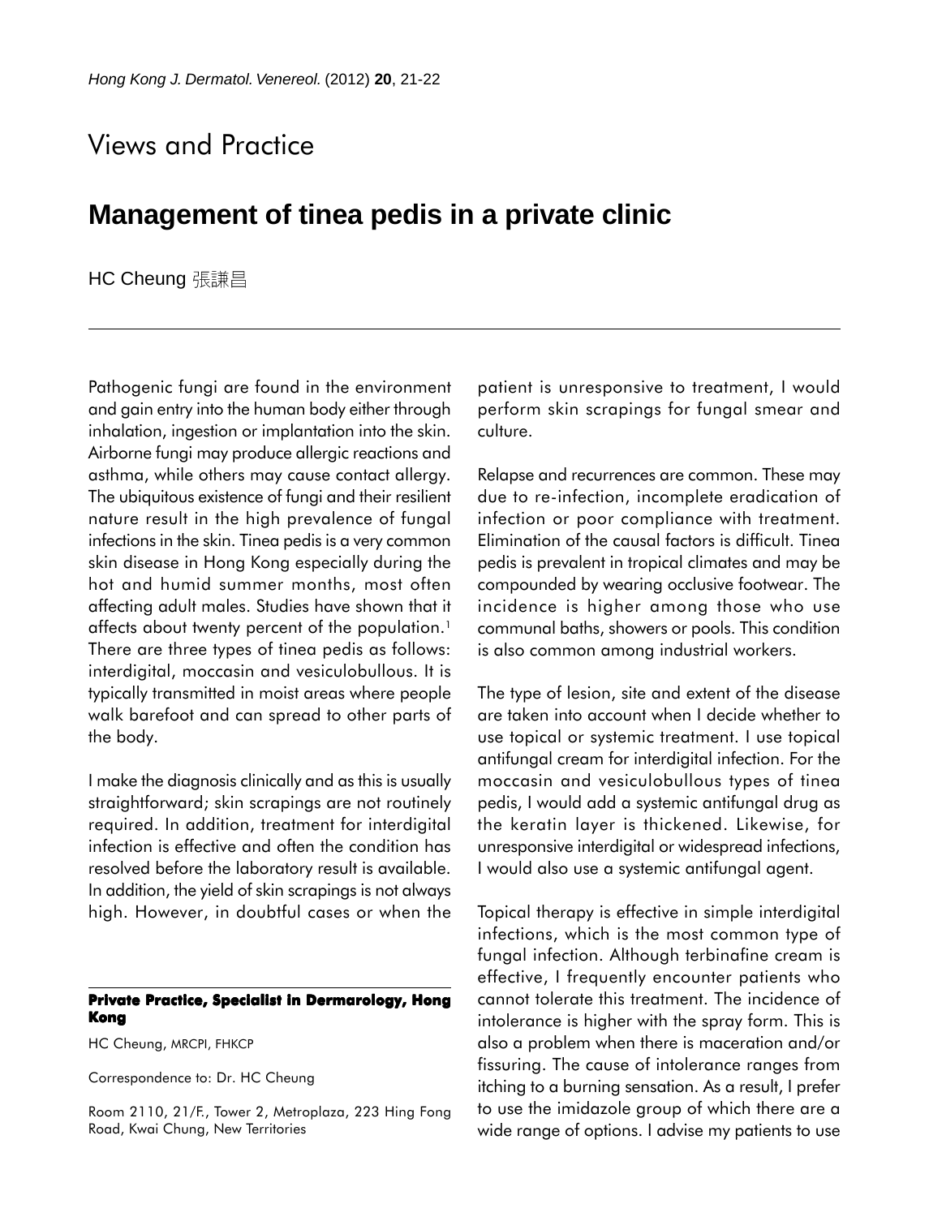Views and Practice

# Management of tinea pedis in a private clinic

HC Cheung 張謙昌

Pathogenic fungi are found in the environment and gain entry into the human body either through inhalation, ingestion or implantation into the skin. Airborne fungi may produce allergic reactions and asthma, while others may cause contact allergy. The ubiquitous existence of fungi and their resilient nature result in the high prevalence of fungal infections in the skin. Tinea pedis is a very common skin disease in Hong Kong especially during the hot and humid summer months, most often affecting adult males. Studies have shown that it affects about twenty percent of the population.[1] There are three types of tinea pedis as follows: interdigital, moccasin and vesiculobullous. It is typically transmitted in moist areas where people walk barefoot and can spread to other parts of the body.

I make the diagnosis clinically and as this is usually straightforward; skin scrapings are not routinely required. In addition, treatment for interdigital infection is effective and often the condition has resolved before the laboratory result is available. In addition, the yield of skin scrapings is not always high. However, in doubtful cases or when the patient is unresponsive to treatment, I would perform skin scrapings for fungal smear and culture.

Relapse and recurrences are common. These may due to re-infection, incomplete eradication of infection or poor compliance with treatment. Elimination of the causal factors is difficult. Tinea pedis is prevalent in tropical climates and may be compounded by wearing occlusive footwear. The incidence is higher among those who use communal baths, showers or pools. This condition is also common among industrial workers.

The type of lesion, site and extent of the disease are taken into account when I decide whether to use topical or systemic treatment. I use topical antifungal cream for interdigital infection. For the moccasin and vesiculobullous types of tinea pedis, I would add a systemic antifungal drug as the keratin layer is thickened. Likewise, for unresponsive interdigital or widespread infections, I would also use a systemic antifungal agent.

Topical therapy is effective in simple interdigital infections, which is the most common type of fungal infection. Although terbinafine cream is effective, I frequently encounter patients who cannot tolerate this treatment. The incidence of intolerance is higher with the spray form. This is also a problem when there is maceration and/or fissuring. The cause of intolerance ranges from itching to a burning sensation. As a result, I prefer to use the imidazole group of which there are a wide range of options. I advise my patients to use

**Private Practice, Specialist in Dermarology, Hong Kong**

HC Cheung, MRCPI, FHKCP

Correspondence to: Dr. HC Cheung

Room 2110, 21/F., Tower 2, Metroplaza, 223 Hing Fong Road, Kwai Chung, New Territories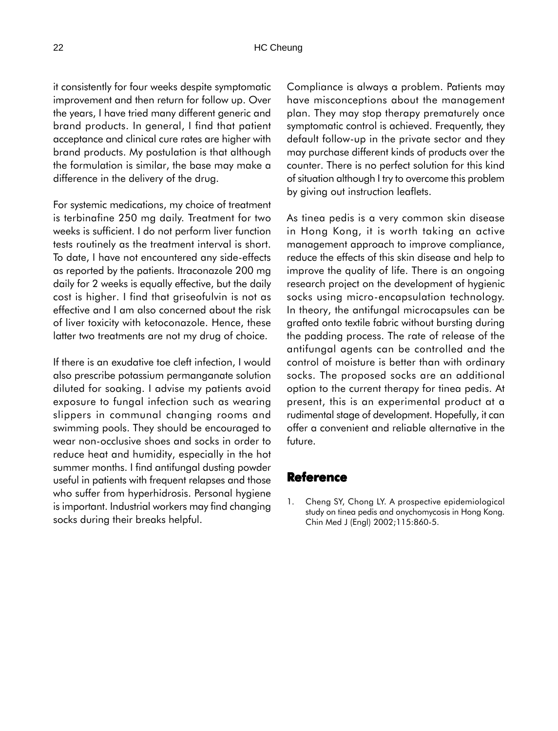it consistently for four weeks despite symptomatic improvement and then return for follow up. Over the years, I have tried many different generic and brand products. In general, I find that patient acceptance and clinical cure rates are higher with brand products. My postulation is that although the formulation is similar, the base may make a difference in the delivery of the drug.

For systemic medications, my choice of treatment is terbinafine 250 mg daily. Treatment for two weeks is sufficient. I do not perform liver function tests routinely as the treatment interval is short. To date, I have not encountered any side-effects as reported by the patients. Itraconazole 200 mg daily for 2 weeks is equally effective, but the daily cost is higher. I find that griseofulvin is not as effective and I am also concerned about the risk of liver toxicity with ketoconazole. Hence, these latter two treatments are not my drug of choice.

If there is an exudative toe cleft infection, I would also prescribe potassium permanganate solution diluted for soaking. I advise my patients avoid exposure to fungal infection such as wearing slippers in communal changing rooms and swimming pools. They should be encouraged to wear non-occlusive shoes and socks in order to reduce heat and humidity, especially in the hot summer months. I find antifungal dusting powder useful in patients with frequent relapses and those who suffer from hyperhidrosis. Personal hygiene is important. Industrial workers may find changing socks during their breaks helpful.

Compliance is always a problem. Patients may have misconceptions about the management plan. They may stop therapy prematurely once symptomatic control is achieved. Frequently, they default follow-up in the private sector and they may purchase different kinds of products over the counter. There is no perfect solution for this kind of situation although I try to overcome this problem by giving out instruction leaflets.

As tinea pedis is a very common skin disease in Hong Kong, it is worth taking an active management approach to improve compliance, reduce the effects of this skin disease and help to improve the quality of life. There is an ongoing research project on the development of hygienic socks using micro-encapsulation technology. In theory, the antifungal microcapsules can be grafted onto textile fabric without bursting during the padding process. The rate of release of the antifungal agents can be controlled and the control of moisture is better than with ordinary socks. The proposed socks are an additional option to the current therapy for tinea pedis. At present, this is an experimental product at a rudimental stage of development. Hopefully, it can offer a convenient and reliable alternative in the future.

## Reference

1. Cheng SY, Chong LY. A prospective epidemiological study on tinea pedis and onychomycosis in Hong Kong. Chin Med J (Engl) 2002;115:860-5.